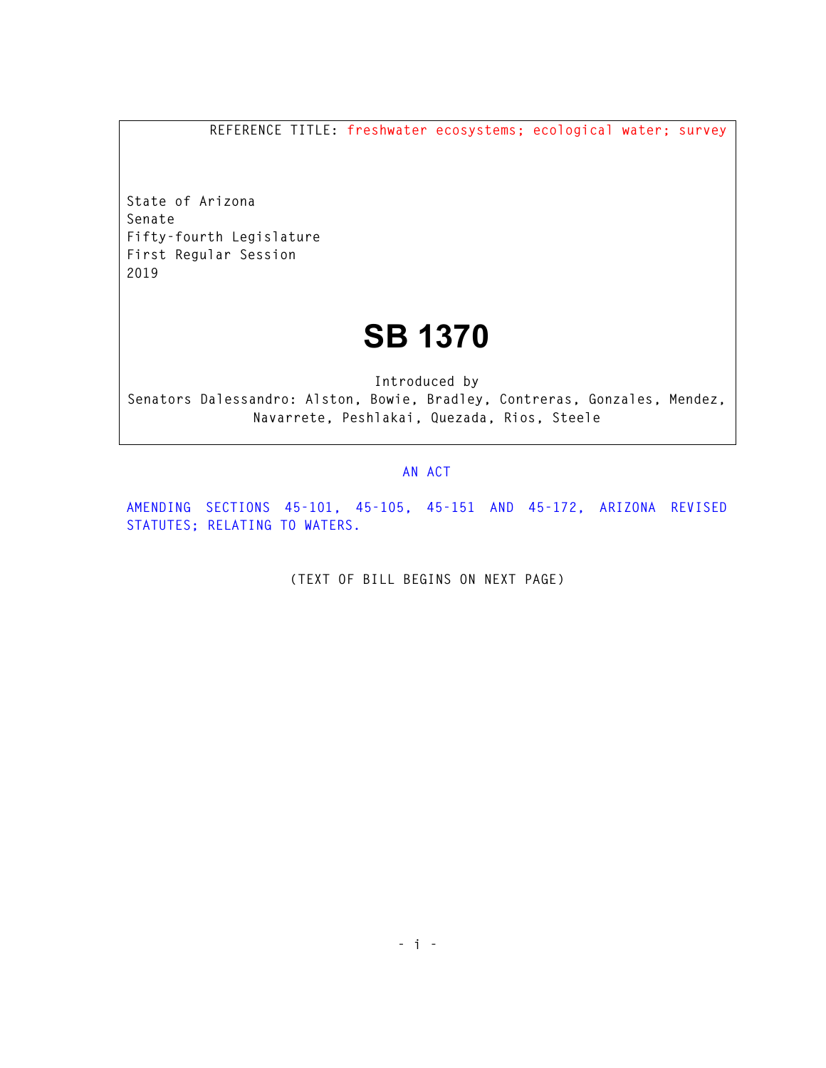REFERENCE TITLE: freshwater ecosystems; ecological water; survey

State of Arizona
Senate
Fifty-fourth Legislature
First Regular Session
2019

# SB 1370

Introduced by
Senators Dalessandro: Alston, Bowie, Bradley, Contreras, Gonzales, Mendez, Navarrete, Peshlakai, Quezada, Rios, Steele

AN ACT

AMENDING SECTIONS 45-101, 45-105, 45-151 AND 45-172, ARIZONA REVISED STATUTES; RELATING TO WATERS.

(TEXT OF BILL BEGINS ON NEXT PAGE)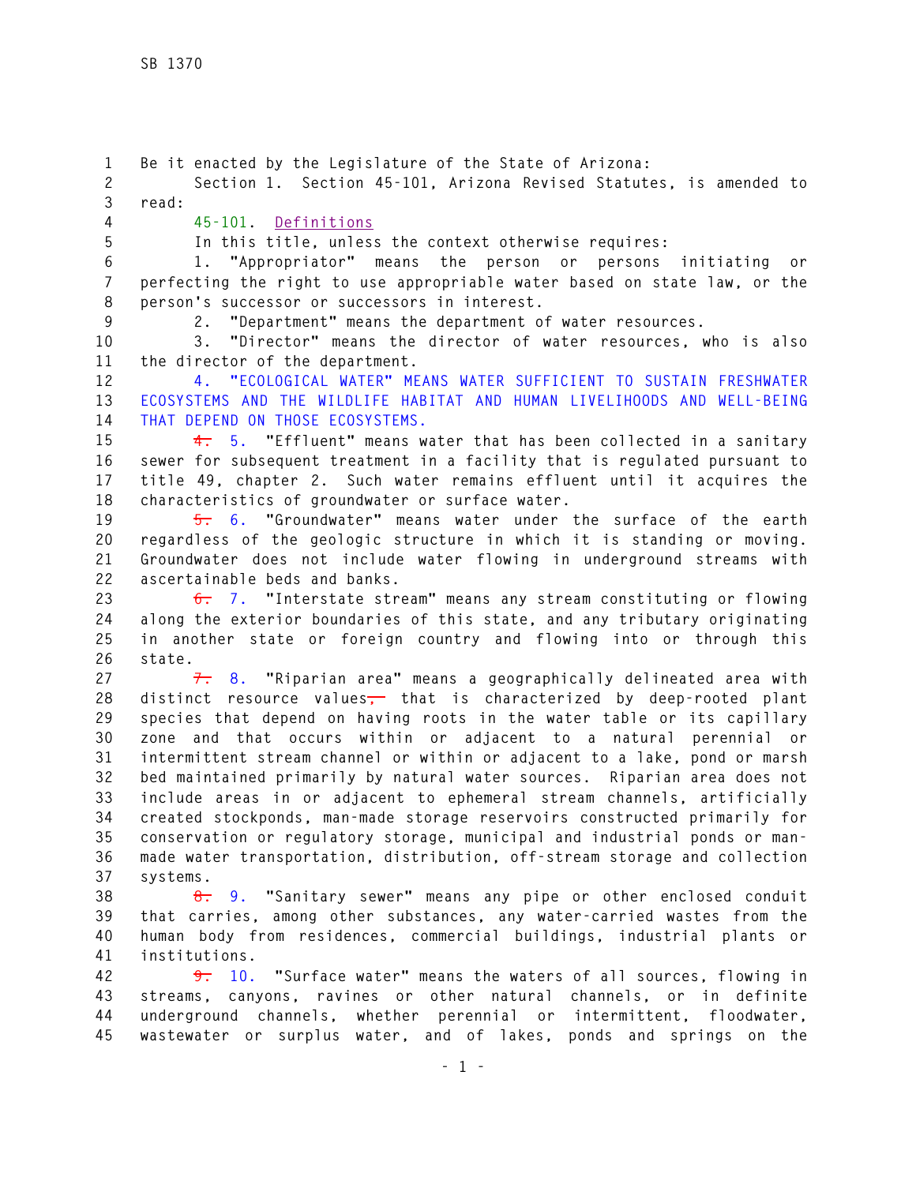Be it enacted by the Legislature of the State of Arizona:

Section 1. Section 45-101, Arizona Revised Statutes, is amended to read:

45-101. Definitions

In this title, unless the context otherwise requires:

1. "Appropriator" means the person or persons initiating or perfecting the right to use appropriable water based on state law, or the person's successor or successors in interest.

2. "Department" means the department of water resources.

3. "Director" means the director of water resources, who is also the director of the department.

4. "ECOLOGICAL WATER" MEANS WATER SUFFICIENT TO SUSTAIN FRESHWATER ECOSYSTEMS AND THE WILDLIFE HABITAT AND HUMAN LIVELIHOODS AND WELL-BEING THAT DEPEND ON THOSE ECOSYSTEMS.

~~4.~~ 5. "Effluent" means water that has been collected in a sanitary sewer for subsequent treatment in a facility that is regulated pursuant to title 49, chapter 2. Such water remains effluent until it acquires the characteristics of groundwater or surface water.

~~5.~~ 6. "Groundwater" means water under the surface of the earth regardless of the geologic structure in which it is standing or moving. Groundwater does not include water flowing in underground streams with ascertainable beds and banks.

~~6.~~ 7. "Interstate stream" means any stream constituting or flowing along the exterior boundaries of this state, and any tributary originating in another state or foreign country and flowing into or through this state.

~~7.~~ 8. "Riparian area" means a geographically delineated area with distinct resource values~~,~~ that is characterized by deep-rooted plant species that depend on having roots in the water table or its capillary zone and that occurs within or adjacent to a natural perennial or intermittent stream channel or within or adjacent to a lake, pond or marsh bed maintained primarily by natural water sources. Riparian area does not include areas in or adjacent to ephemeral stream channels, artificially created stockponds, man-made storage reservoirs constructed primarily for conservation or regulatory storage, municipal and industrial ponds or man-made water transportation, distribution, off-stream storage and collection systems.

~~8.~~ 9. "Sanitary sewer" means any pipe or other enclosed conduit that carries, among other substances, any water-carried wastes from the human body from residences, commercial buildings, industrial plants or institutions.

~~9.~~ 10. "Surface water" means the waters of all sources, flowing in streams, canyons, ravines or other natural channels, or in definite underground channels, whether perennial or intermittent, floodwater, wastewater or surplus water, and of lakes, ponds and springs on the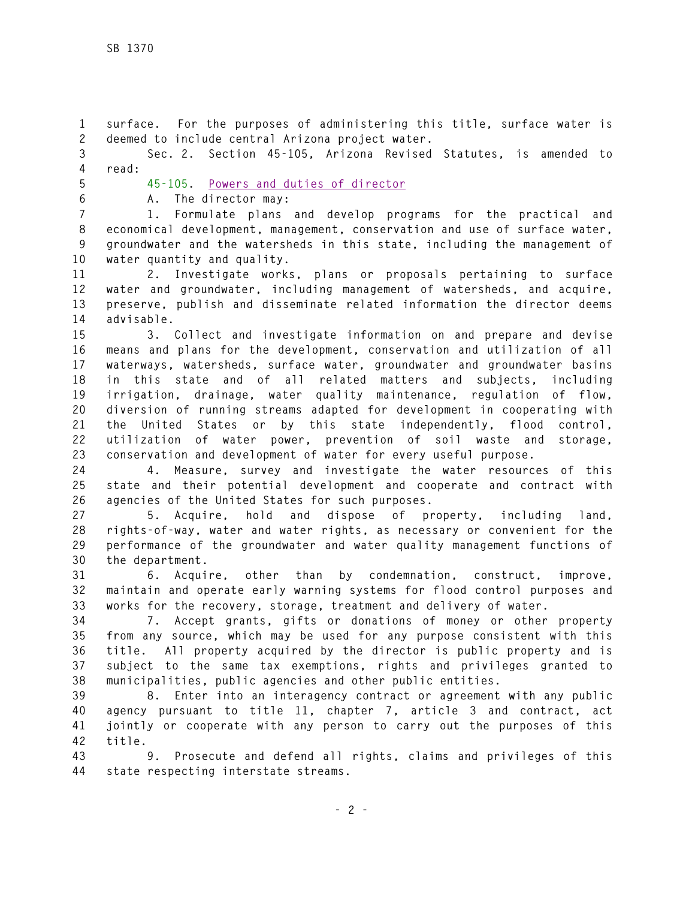surface. For the purposes of administering this title, surface water is deemed to include central Arizona project water.

Sec. 2. Section 45-105, Arizona Revised Statutes, is amended to read:

45-105. Powers and duties of director

A. The director may:

1. Formulate plans and develop programs for the practical and economical development, management, conservation and use of surface water, groundwater and the watersheds in this state, including the management of water quantity and quality.

2. Investigate works, plans or proposals pertaining to surface water and groundwater, including management of watersheds, and acquire, preserve, publish and disseminate related information the director deems advisable.

3. Collect and investigate information on and prepare and devise means and plans for the development, conservation and utilization of all waterways, watersheds, surface water, groundwater and groundwater basins in this state and of all related matters and subjects, including irrigation, drainage, water quality maintenance, regulation of flow, diversion of running streams adapted for development in cooperating with the United States or by this state independently, flood control, utilization of water power, prevention of soil waste and storage, conservation and development of water for every useful purpose.

4. Measure, survey and investigate the water resources of this state and their potential development and cooperate and contract with agencies of the United States for such purposes.

5. Acquire, hold and dispose of property, including land, rights-of-way, water and water rights, as necessary or convenient for the performance of the groundwater and water quality management functions of the department.

6. Acquire, other than by condemnation, construct, improve, maintain and operate early warning systems for flood control purposes and works for the recovery, storage, treatment and delivery of water.

7. Accept grants, gifts or donations of money or other property from any source, which may be used for any purpose consistent with this title. All property acquired by the director is public property and is subject to the same tax exemptions, rights and privileges granted to municipalities, public agencies and other public entities.

8. Enter into an interagency contract or agreement with any public agency pursuant to title 11, chapter 7, article 3 and contract, act jointly or cooperate with any person to carry out the purposes of this title.

9. Prosecute and defend all rights, claims and privileges of this state respecting interstate streams.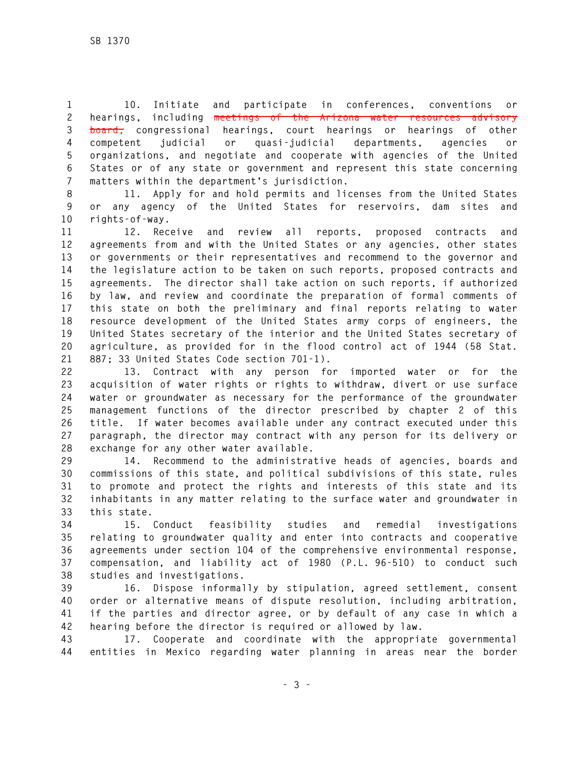10. Initiate and participate in conferences, conventions or hearings, including ~~meetings of the Arizona water resources advisory board,~~ congressional hearings, court hearings or hearings of other competent judicial or quasi-judicial departments, agencies or organizations, and negotiate and cooperate with agencies of the United States or of any state or government and represent this state concerning matters within the department's jurisdiction.

11. Apply for and hold permits and licenses from the United States or any agency of the United States for reservoirs, dam sites and rights-of-way.

12. Receive and review all reports, proposed contracts and agreements from and with the United States or any agencies, other states or governments or their representatives and recommend to the governor and the legislature action to be taken on such reports, proposed contracts and agreements. The director shall take action on such reports, if authorized by law, and review and coordinate the preparation of formal comments of this state on both the preliminary and final reports relating to water resource development of the United States army corps of engineers, the United States secretary of the interior and the United States secretary of agriculture, as provided for in the flood control act of 1944 (58 Stat. 887; 33 United States Code section 701-1).

13. Contract with any person for imported water or for the acquisition of water rights or rights to withdraw, divert or use surface water or groundwater as necessary for the performance of the groundwater management functions of the director prescribed by chapter 2 of this title. If water becomes available under any contract executed under this paragraph, the director may contract with any person for its delivery or exchange for any other water available.

14. Recommend to the administrative heads of agencies, boards and commissions of this state, and political subdivisions of this state, rules to promote and protect the rights and interests of this state and its inhabitants in any matter relating to the surface water and groundwater in this state.

15. Conduct feasibility studies and remedial investigations relating to groundwater quality and enter into contracts and cooperative agreements under section 104 of the comprehensive environmental response, compensation, and liability act of 1980 (P.L. 96-510) to conduct such studies and investigations.

16. Dispose informally by stipulation, agreed settlement, consent order or alternative means of dispute resolution, including arbitration, if the parties and director agree, or by default of any case in which a hearing before the director is required or allowed by law.

17. Cooperate and coordinate with the appropriate governmental entities in Mexico regarding water planning in areas near the border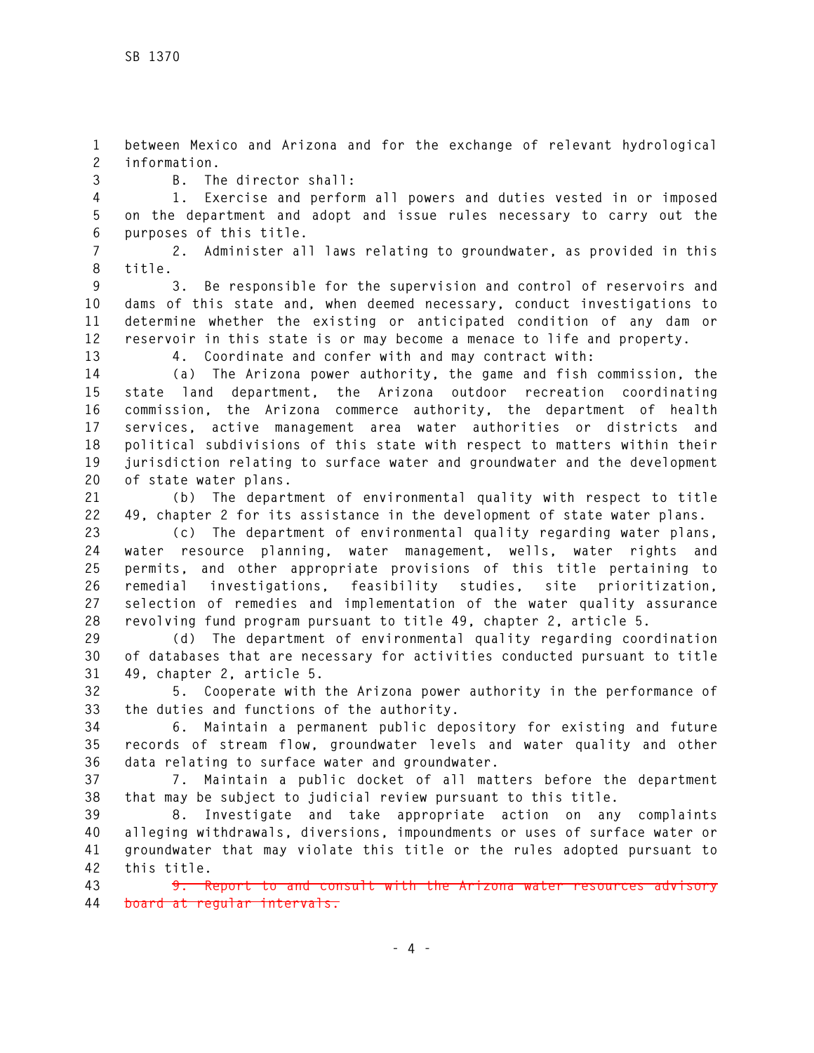between Mexico and Arizona and for the exchange of relevant hydrological information.

B. The director shall:

1. Exercise and perform all powers and duties vested in or imposed on the department and adopt and issue rules necessary to carry out the purposes of this title.

2. Administer all laws relating to groundwater, as provided in this title.

3. Be responsible for the supervision and control of reservoirs and dams of this state and, when deemed necessary, conduct investigations to determine whether the existing or anticipated condition of any dam or reservoir in this state is or may become a menace to life and property.

4. Coordinate and confer with and may contract with:

(a) The Arizona power authority, the game and fish commission, the state land department, the Arizona outdoor recreation coordinating commission, the Arizona commerce authority, the department of health services, active management area water authorities or districts and political subdivisions of this state with respect to matters within their jurisdiction relating to surface water and groundwater and the development of state water plans.

(b) The department of environmental quality with respect to title 49, chapter 2 for its assistance in the development of state water plans.

(c) The department of environmental quality regarding water plans, water resource planning, water management, wells, water rights and permits, and other appropriate provisions of this title pertaining to remedial investigations, feasibility studies, site prioritization, selection of remedies and implementation of the water quality assurance revolving fund program pursuant to title 49, chapter 2, article 5.

(d) The department of environmental quality regarding coordination of databases that are necessary for activities conducted pursuant to title 49, chapter 2, article 5.

5. Cooperate with the Arizona power authority in the performance of the duties and functions of the authority.

6. Maintain a permanent public depository for existing and future records of stream flow, groundwater levels and water quality and other data relating to surface water and groundwater.

7. Maintain a public docket of all matters before the department that may be subject to judicial review pursuant to this title.

8. Investigate and take appropriate action on any complaints alleging withdrawals, diversions, impoundments or uses of surface water or groundwater that may violate this title or the rules adopted pursuant to this title.

~~9. Report to and consult with the Arizona water resources advisory board at regular intervals.~~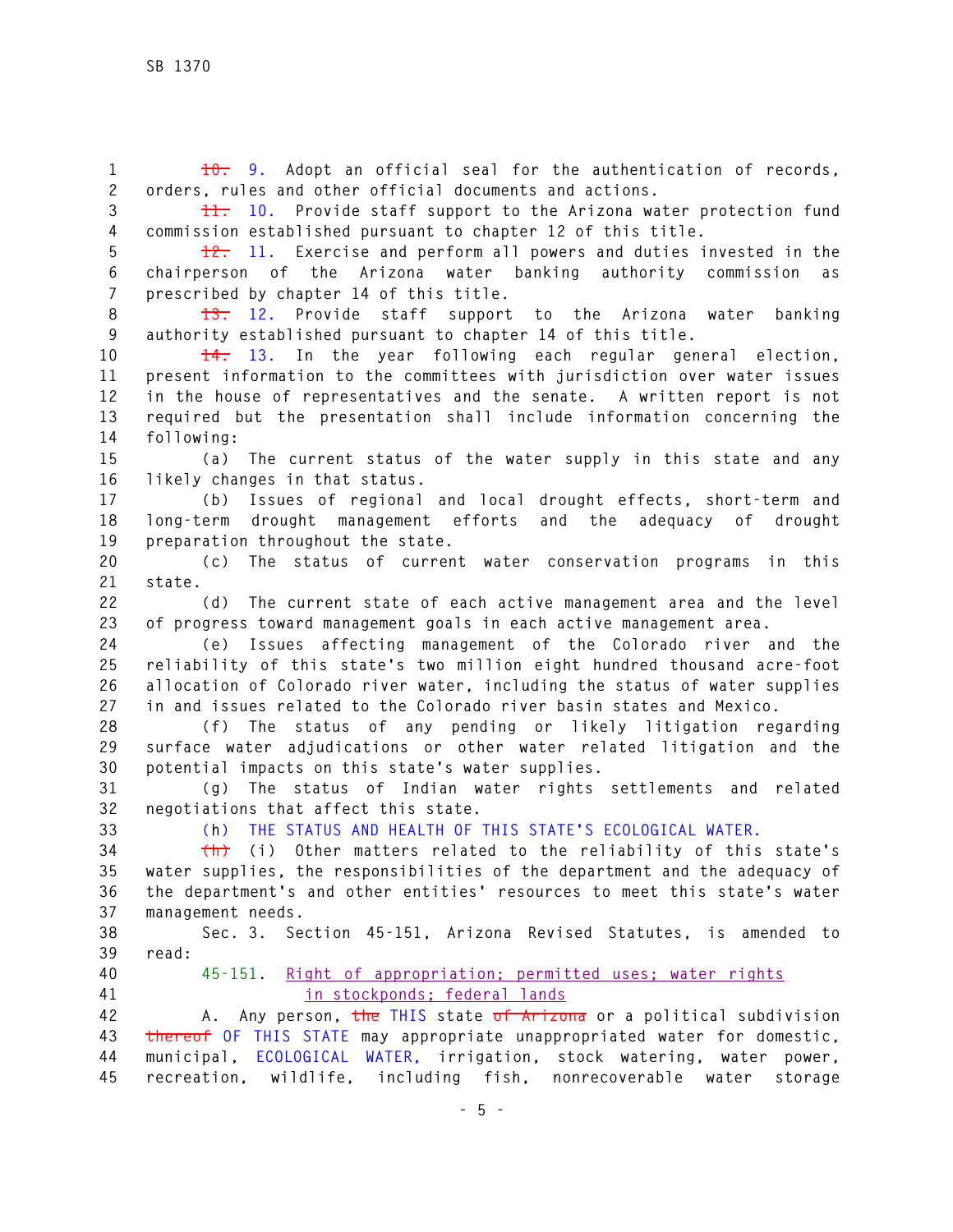~~10.~~ 9. Adopt an official seal for the authentication of records, orders, rules and other official documents and actions.

~~11.~~ 10. Provide staff support to the Arizona water protection fund commission established pursuant to chapter 12 of this title.

~~12.~~ 11. Exercise and perform all powers and duties invested in the chairperson of the Arizona water banking authority commission as prescribed by chapter 14 of this title.

~~13.~~ 12. Provide staff support to the Arizona water banking authority established pursuant to chapter 14 of this title.

~~14.~~ 13. In the year following each regular general election, present information to the committees with jurisdiction over water issues in the house of representatives and the senate. A written report is not required but the presentation shall include information concerning the following:

(a) The current status of the water supply in this state and any likely changes in that status.

(b) Issues of regional and local drought effects, short-term and long-term drought management efforts and the adequacy of drought preparation throughout the state.

(c) The status of current water conservation programs in this state.

(d) The current state of each active management area and the level of progress toward management goals in each active management area.

(e) Issues affecting management of the Colorado river and the reliability of this state's two million eight hundred thousand acre-foot allocation of Colorado river water, including the status of water supplies in and issues related to the Colorado river basin states and Mexico.

(f) The status of any pending or likely litigation regarding surface water adjudications or other water related litigation and the potential impacts on this state's water supplies.

(g) The status of Indian water rights settlements and related negotiations that affect this state.

(h) THE STATUS AND HEALTH OF THIS STATE'S ECOLOGICAL WATER.

~~(h)~~ (i) Other matters related to the reliability of this state's water supplies, the responsibilities of the department and the adequacy of the department's and other entities' resources to meet this state's water management needs.

Sec. 3. Section 45-151, Arizona Revised Statutes, is amended to read:

45-151. Right of appropriation; permitted uses; water rights in stockponds; federal lands

A. Any person, ~~the~~ THIS state ~~of Arizona~~ or a political subdivision ~~thereof~~ OF THIS STATE may appropriate unappropriated water for domestic, municipal, ECOLOGICAL WATER, irrigation, stock watering, water power, recreation, wildlife, including fish, nonrecoverable water storage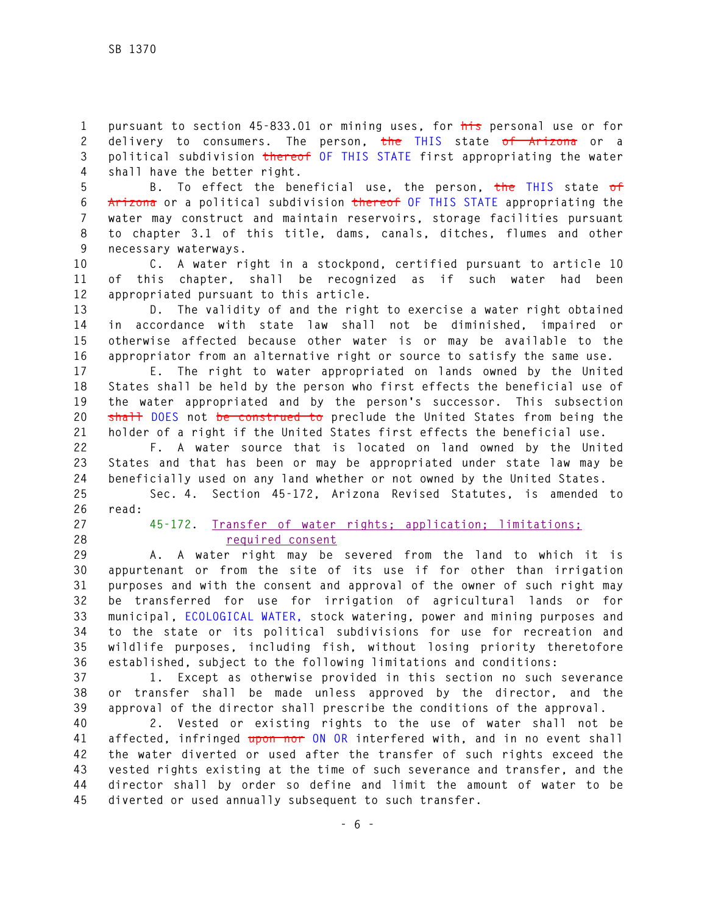pursuant to section 45-833.01 or mining uses, for ~~his~~ personal use or for delivery to consumers. The person, ~~the~~ THIS state ~~of Arizona~~ or a political subdivision ~~thereof~~ OF THIS STATE first appropriating the water shall have the better right.

B. To effect the beneficial use, the person, ~~the~~ THIS state ~~of Arizona~~ or a political subdivision ~~thereof~~ OF THIS STATE appropriating the water may construct and maintain reservoirs, storage facilities pursuant to chapter 3.1 of this title, dams, canals, ditches, flumes and other necessary waterways.

C. A water right in a stockpond, certified pursuant to article 10 of this chapter, shall be recognized as if such water had been appropriated pursuant to this article.

D. The validity of and the right to exercise a water right obtained in accordance with state law shall not be diminished, impaired or otherwise affected because other water is or may be available to the appropriator from an alternative right or source to satisfy the same use.

E. The right to water appropriated on lands owned by the United States shall be held by the person who first effects the beneficial use of the water appropriated and by the person's successor. This subsection ~~shall~~ DOES not ~~be construed to~~ preclude the United States from being the holder of a right if the United States first effects the beneficial use.

F. A water source that is located on land owned by the United States and that has been or may be appropriated under state law may be beneficially used on any land whether or not owned by the United States.

Sec. 4. Section 45-172, Arizona Revised Statutes, is amended to read:

45-172. Transfer of water rights; application; limitations; required consent

A. A water right may be severed from the land to which it is appurtenant or from the site of its use if for other than irrigation purposes and with the consent and approval of the owner of such right may be transferred for use for irrigation of agricultural lands or for municipal, ECOLOGICAL WATER, stock watering, power and mining purposes and to the state or its political subdivisions for use for recreation and wildlife purposes, including fish, without losing priority theretofore established, subject to the following limitations and conditions:

1. Except as otherwise provided in this section no such severance or transfer shall be made unless approved by the director, and the approval of the director shall prescribe the conditions of the approval.

2. Vested or existing rights to the use of water shall not be affected, infringed ~~upon nor~~ ON OR interfered with, and in no event shall the water diverted or used after the transfer of such rights exceed the vested rights existing at the time of such severance and transfer, and the director shall by order so define and limit the amount of water to be diverted or used annually subsequent to such transfer.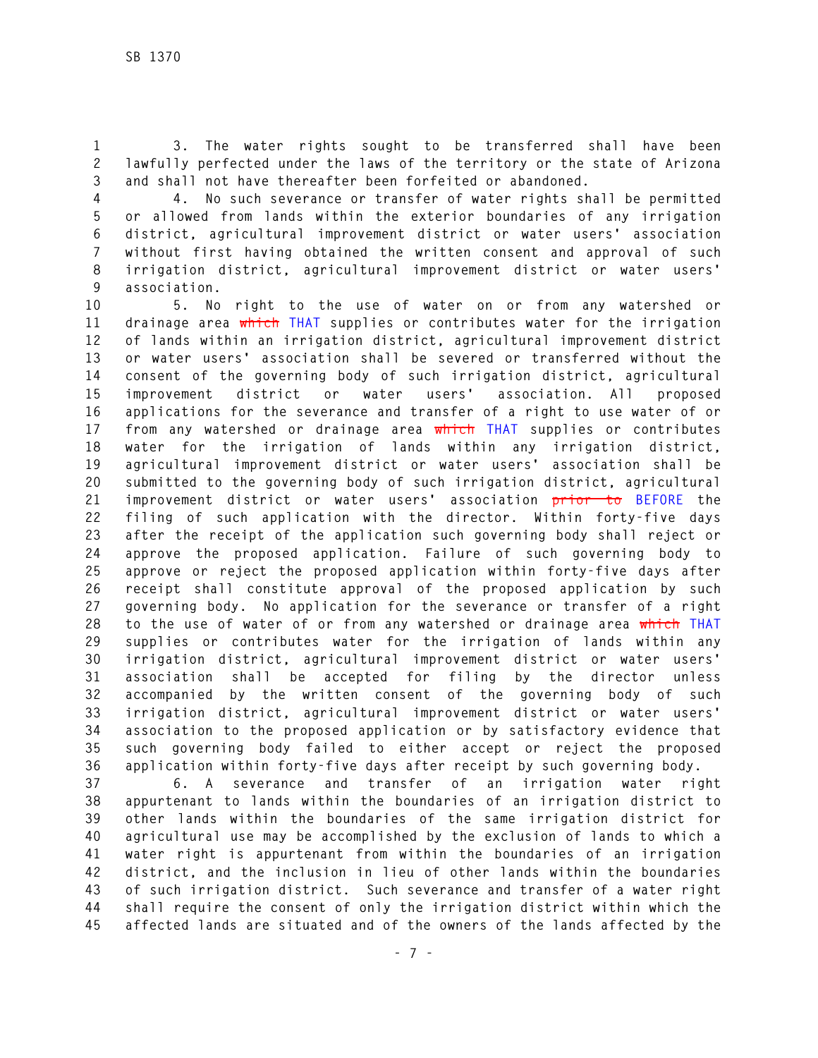3. The water rights sought to be transferred shall have been lawfully perfected under the laws of the territory or the state of Arizona and shall not have thereafter been forfeited or abandoned.

4. No such severance or transfer of water rights shall be permitted or allowed from lands within the exterior boundaries of any irrigation district, agricultural improvement district or water users' association without first having obtained the written consent and approval of such irrigation district, agricultural improvement district or water users' association.

5. No right to the use of water on or from any watershed or drainage area ~~which~~ THAT supplies or contributes water for the irrigation of lands within an irrigation district, agricultural improvement district or water users' association shall be severed or transferred without the consent of the governing body of such irrigation district, agricultural improvement district or water users' association. All proposed applications for the severance and transfer of a right to use water of or from any watershed or drainage area ~~which~~ THAT supplies or contributes water for the irrigation of lands within any irrigation district, agricultural improvement district or water users' association shall be submitted to the governing body of such irrigation district, agricultural improvement district or water users' association ~~prior to~~ BEFORE the filing of such application with the director. Within forty-five days after the receipt of the application such governing body shall reject or approve the proposed application. Failure of such governing body to approve or reject the proposed application within forty-five days after receipt shall constitute approval of the proposed application by such governing body. No application for the severance or transfer of a right to the use of water of or from any watershed or drainage area ~~which~~ THAT supplies or contributes water for the irrigation of lands within any irrigation district, agricultural improvement district or water users' association shall be accepted for filing by the director unless accompanied by the written consent of the governing body of such irrigation district, agricultural improvement district or water users' association to the proposed application or by satisfactory evidence that such governing body failed to either accept or reject the proposed application within forty-five days after receipt by such governing body.

6. A severance and transfer of an irrigation water right appurtenant to lands within the boundaries of an irrigation district to other lands within the boundaries of the same irrigation district for agricultural use may be accomplished by the exclusion of lands to which a water right is appurtenant from within the boundaries of an irrigation district, and the inclusion in lieu of other lands within the boundaries of such irrigation district. Such severance and transfer of a water right shall require the consent of only the irrigation district within which the affected lands are situated and of the owners of the lands affected by the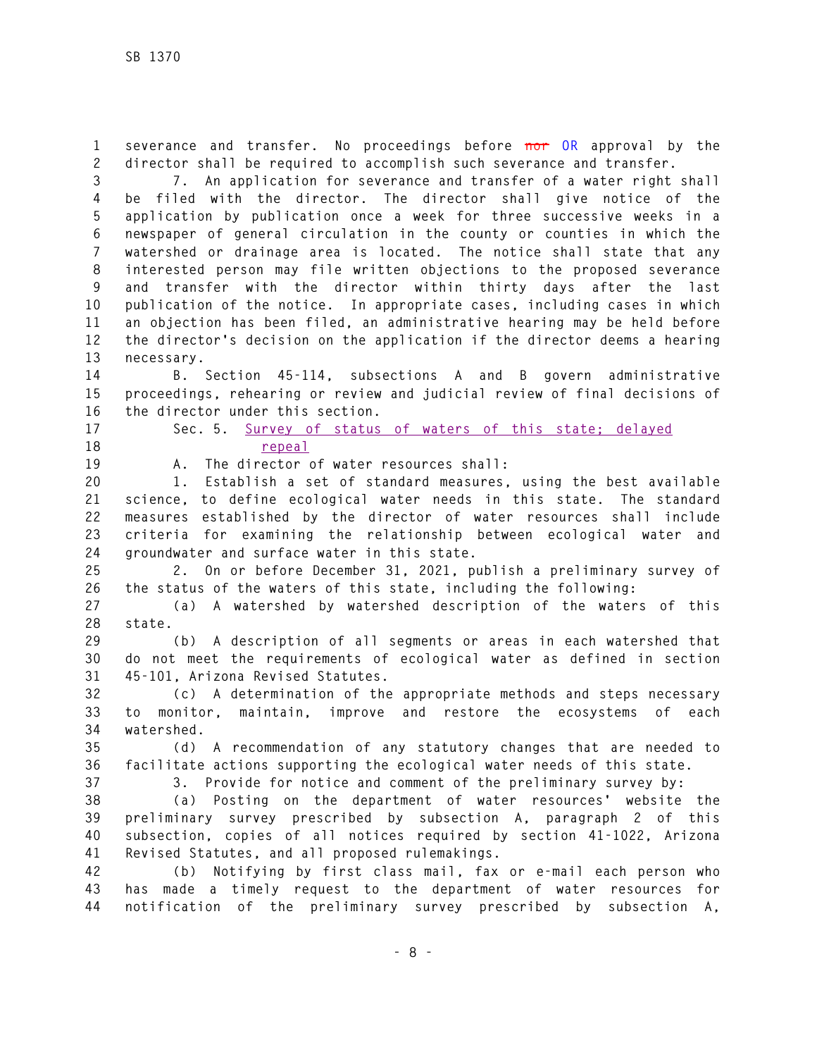severance and transfer. No proceedings before ~~nor~~ OR approval by the director shall be required to accomplish such severance and transfer.

7. An application for severance and transfer of a water right shall be filed with the director. The director shall give notice of the application by publication once a week for three successive weeks in a newspaper of general circulation in the county or counties in which the watershed or drainage area is located. The notice shall state that any interested person may file written objections to the proposed severance and transfer with the director within thirty days after the last publication of the notice. In appropriate cases, including cases in which an objection has been filed, an administrative hearing may be held before the director's decision on the application if the director deems a hearing necessary.

B. Section 45-114, subsections A and B govern administrative proceedings, rehearing or review and judicial review of final decisions of the director under this section.

Sec. 5. Survey of status of waters of this state; delayed repeal

A. The director of water resources shall:

1. Establish a set of standard measures, using the best available science, to define ecological water needs in this state. The standard measures established by the director of water resources shall include criteria for examining the relationship between ecological water and groundwater and surface water in this state.

2. On or before December 31, 2021, publish a preliminary survey of the status of the waters of this state, including the following:

(a) A watershed by watershed description of the waters of this state.

(b) A description of all segments or areas in each watershed that do not meet the requirements of ecological water as defined in section 45-101, Arizona Revised Statutes.

(c) A determination of the appropriate methods and steps necessary to monitor, maintain, improve and restore the ecosystems of each watershed.

(d) A recommendation of any statutory changes that are needed to facilitate actions supporting the ecological water needs of this state.

3. Provide for notice and comment of the preliminary survey by:

(a) Posting on the department of water resources' website the preliminary survey prescribed by subsection A, paragraph 2 of this subsection, copies of all notices required by section 41-1022, Arizona Revised Statutes, and all proposed rulemakings.

(b) Notifying by first class mail, fax or e-mail each person who has made a timely request to the department of water resources for notification of the preliminary survey prescribed by subsection A,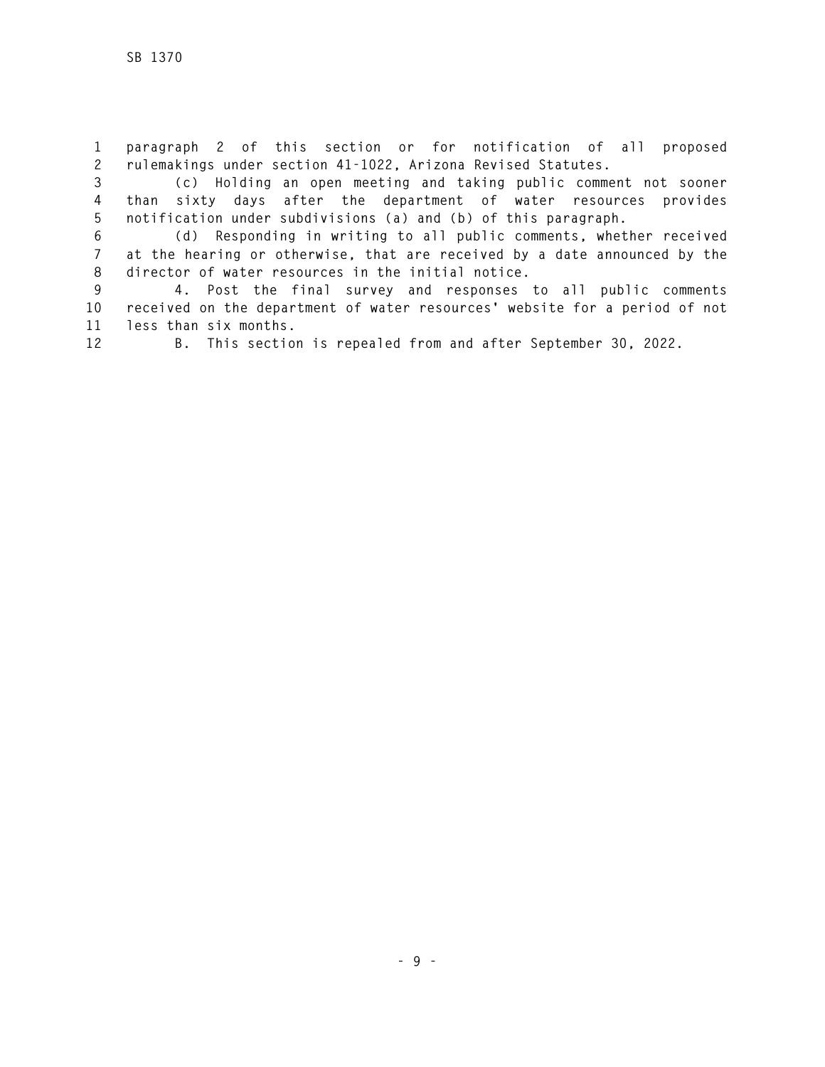paragraph 2 of this section or for notification of all proposed rulemakings under section 41-1022, Arizona Revised Statutes.

(c) Holding an open meeting and taking public comment not sooner than sixty days after the department of water resources provides notification under subdivisions (a) and (b) of this paragraph.

(d) Responding in writing to all public comments, whether received at the hearing or otherwise, that are received by a date announced by the director of water resources in the initial notice.

4. Post the final survey and responses to all public comments received on the department of water resources' website for a period of not less than six months.

B. This section is repealed from and after September 30, 2022.